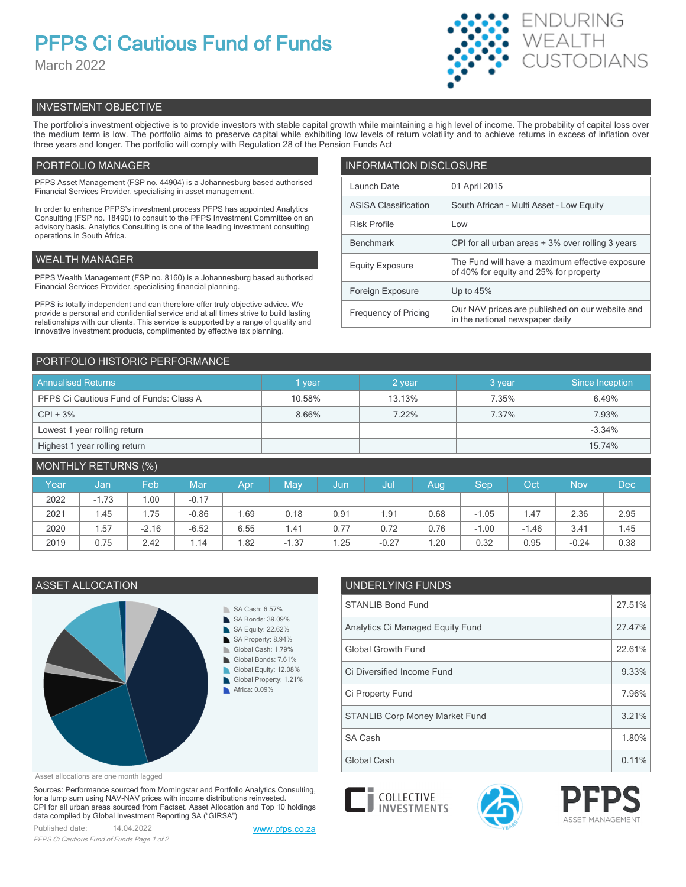# PFPS Ci Cautious Fund of Funds

March 2022

ENDURING WEALTH CUSTODIANS

## INVESTMENT OBJECTIVE

The portfolio's investment objective is to provide investors with stable capital growth while maintaining a high level of income. The probability of capital loss over the medium term is low. The portfolio aims to preserve capital while exhibiting low levels of return volatility and to achieve returns in excess of inflation over three years and longer. The portfolio will comply with Regulation 28 of the Pension Funds Act

## PORTFOLIO MANAGER

PFPS Asset Management (FSP no. 44904) is a Johannesburg based authorised Financial Services Provider, specialising in asset management.

In order to enhance PFPS's investment process PFPS has appointed Analytics Consulting (FSP no. 18490) to consult to the PFPS Investment Committee on an advisory basis. Analytics Consulting is one of the leading investment consulting operations in South Africa.

## WEALTH MANAGER

PFPS Wealth Management (FSP no. 8160) is a Johannesburg based authorised Financial Services Provider, specialising financial planning.

PFPS is totally independent and can therefore offer truly objective advice. We provide a personal and confidential service and at all times strive to build lasting relationships with our clients. This service is supported by a range of quality and innovative investment products, complimented by effective tax planning.

## INFORMATION DISCLOSURE

| | |
|---|---|
| Launch Date | 01 April 2015 |
| ASISA Classification | South African - Multi Asset - Low Equity |
| Risk Profile | Low |
| Benchmark | CPI for all urban areas + 3% over rolling 3 years |
| Equity Exposure | The Fund will have a maximum effective exposure of 40% for equity and 25% for property |
| Foreign Exposure | Up to 45% |
| Frequency of Pricing | Our NAV prices are published on our website and in the national newspaper daily |

## PORTFOLIO HISTORIC PERFORMANCE

| Annualised Returns | 1 year | 2 year | 3 year | Since Inception |
|---|---|---|---|---|
| PFPS Ci Cautious Fund of Funds: Class A | 10.58% | 13.13% | 7.35% | 6.49% |
| CPI + 3% | 8.66% | 7.22% | 7.37% | 7.93% |
| Lowest 1 year rolling return | | | | -3.34% |
| Highest 1 year rolling return | | | | 15.74% |

## MONTHLY RETURNS (%)

| Year | Jan | Feb | Mar | Apr | May | Jun | Jul | Aug | Sep | Oct | Nov | Dec |
|---|---|---|---|---|---|---|---|---|---|---|---|---|
| 2022 | -1.73 | 1.00 | -0.17 | | | | | | | | | |
| 2021 | 1.45 | 1.75 | -0.86 | 1.69 | 0.18 | 0.91 | 1.91 | 0.68 | -1.05 | 1.47 | 2.36 | 2.95 |
| 2020 | 1.57 | -2.16 | -6.52 | 6.55 | 1.41 | 0.77 | 0.72 | 0.76 | -1.00 | -1.46 | 3.41 | 1.45 |
| 2019 | 0.75 | 2.42 | 1.14 | 1.82 | -1.37 | 1.25 | -0.27 | 1.20 | 0.32 | 0.95 | -0.24 | 0.38 |

## ASSET ALLOCATION

- SA Cash: 6.57%
- SA Bonds: 39.09%
- SA Equity: 22.62%
- SA Property: 8.94%
- Global Cash: 1.79%
- Global Bonds: 7.61%
- Global Equity: 12.08%
- Global Property: 1.21%
- Africa: 0.09%

Asset allocations are one month lagged

## UNDERLYING FUNDS

| | |
|---|---|
| STANLIB Bond Fund | 27.51% |
| Analytics Ci Managed Equity Fund | 27.47% |
| Global Growth Fund | 22.61% |
| Ci Diversified Income Fund | 9.33% |
| Ci Property Fund | 7.96% |
| STANLIB Corp Money Market Fund | 3.21% |
| SA Cash | 1.80% |
| Global Cash | 0.11% |

Sources: Performance sourced from Morningstar and Portfolio Analytics Consulting, for a lump sum using NAV-NAV prices with income distributions reinvested. CPI for all urban areas sourced from Factset. Asset Allocation and Top 10 holdings data compiled by Global Investment Reporting SA ("GIRSA")

Published date: 14.04.2022

www.pfps.co.za

CI COLLECTIVE INVESTMENTS | PFPS ASSET MANAGEMENT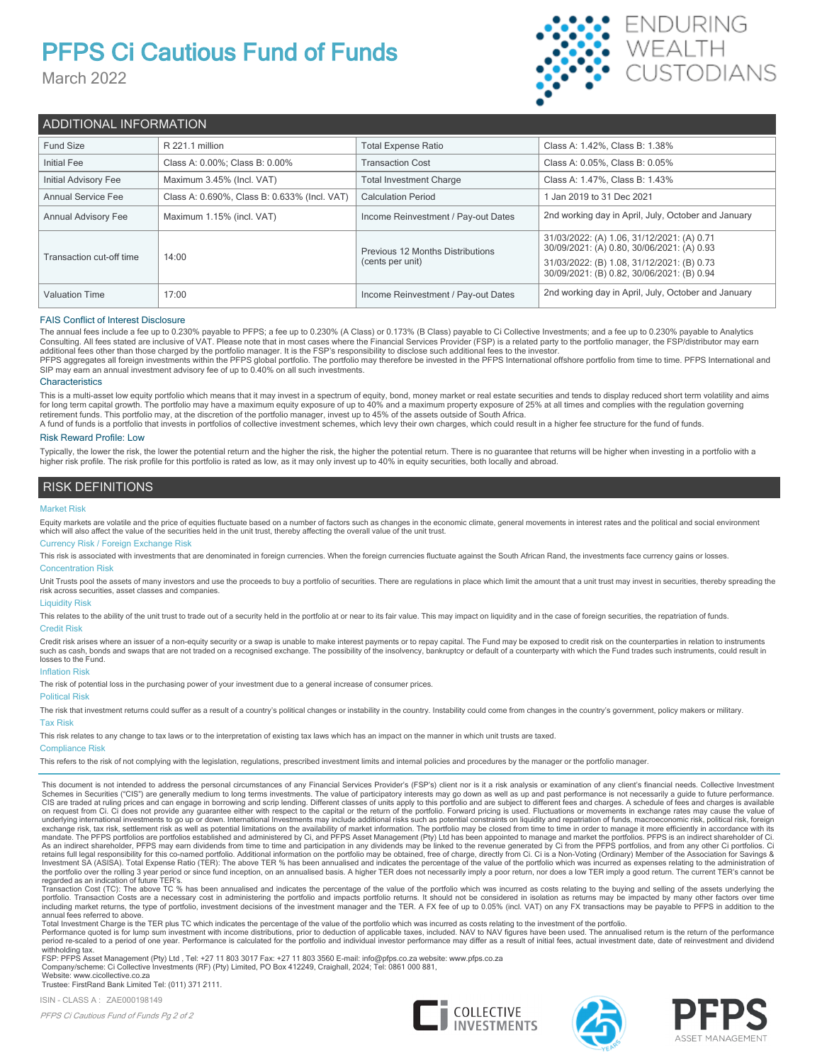# PFPS Ci Cautious Fund of Funds

March 2022

ENDURING WEALTH CUSTODIANS

## ADDITIONAL INFORMATION

| | | | |
|---|---|---|---|
| Fund Size | R 221.1 million | Total Expense Ratio | Class A: 1.42%, Class B: 1.38% |
| Initial Fee | Class A: 0.00%; Class B: 0.00% | Transaction Cost | Class A: 0.05%, Class B: 0.05% |
| Initial Advisory Fee | Maximum 3.45% (Incl. VAT) | Total Investment Charge | Class A: 1.47%, Class B: 1.43% |
| Annual Service Fee | Class A: 0.690%, Class B: 0.633% (Incl. VAT) | Calculation Period | 1 Jan 2019 to 31 Dec 2021 |
| Annual Advisory Fee | Maximum 1.15% (incl. VAT) | Income Reinvestment / Pay-out Dates | 2nd working day in April, July, October and January |
| Transaction cut-off time | 14:00 | Previous 12 Months Distributions (cents per unit) | 31/03/2022: (A) 1.06, 31/12/2021: (A) 0.71 30/09/2021: (A) 0.80, 30/06/2021: (A) 0.93 31/03/2022: (B) 1.08, 31/12/2021: (B) 0.73 30/09/2021: (B) 0.82, 30/06/2021: (B) 0.94 |
| Valuation Time | 17:00 | Income Reinvestment / Pay-out Dates | 2nd working day in April, July, October and January |

### FAIS Conflict of Interest Disclosure

The annual fees include a fee up to 0.230% payable to PFPS; a fee up to 0.230% (A Class) or 0.173% (B Class) payable to Ci Collective Investments; and a fee up to 0.230% payable to Analytics Consulting. All fees stated are inclusive of VAT. Please note that in most cases where the Financial Services Provider (FSP) is a related party to the portfolio manager, the FSP/distributor may earn additional fees other than those charged by the portfolio manager. It is the FSP's responsibility to disclose such additional fees to the investor.
PFPS aggregates all foreign investments within the PFPS global portfolio. The portfolio may therefore be invested in the PFPS International offshore portfolio from time to time. PFPS International and SIP may earn an annual investment advisory fee of up to 0.40% on all such investments.

### Characteristics

This is a multi-asset low equity portfolio which means that it may invest in a spectrum of equity, bond, money market or real estate securities and tends to display reduced short term volatility and aims for long term capital growth. The portfolio may have a maximum equity exposure of up to 40% and a maximum property exposure of 25% at all times and complies with the regulation governing retirement funds. This portfolio may, at the discretion of the portfolio manager, invest up to 45% of the assets outside of South Africa.
A fund of funds is a portfolio that invests in portfolios of collective investment schemes, which levy their own charges, which could result in a higher fee structure for the fund of funds.

### Risk Reward Profile: Low

Typically, the lower the risk, the lower the potential return and the higher the risk, the higher the potential return. There is no guarantee that returns will be higher when investing in a portfolio with a higher risk profile. The risk profile for this portfolio is rated as low, as it may only invest up to 40% in equity securities, both locally and abroad.

## RISK DEFINITIONS

### Market Risk

Equity markets are volatile and the price of equities fluctuate based on a number of factors such as changes in the economic climate, general movements in interest rates and the political and social environment which will also affect the value of the securities held in the unit trust, thereby affecting the overall value of the unit trust.

### Currency Risk / Foreign Exchange Risk

This risk is associated with investments that are denominated in foreign currencies. When the foreign currencies fluctuate against the South African Rand, the investments face currency gains or losses.

### Concentration Risk

Unit Trusts pool the assets of many investors and use the proceeds to buy a portfolio of securities. There are regulations in place which limit the amount that a unit trust may invest in securities, thereby spreading the risk across securities, asset classes and companies.

### Liquidity Risk

This relates to the ability of the unit trust to trade out of a security held in the portfolio at or near to its fair value. This may impact on liquidity and in the case of foreign securities, the repatriation of funds.

### Credit Risk

Credit risk arises where an issuer of a non-equity security or a swap is unable to make interest payments or to repay capital. The Fund may be exposed to credit risk on the counterparties in relation to instruments such as cash, bonds and swaps that are not traded on a recognised exchange. The possibility of the insolvency, bankruptcy or default of a counterparty with which the Fund trades such instruments, could result in losses to the Fund.

### Inflation Risk

The risk of potential loss in the purchasing power of your investment due to a general increase of consumer prices.

### Political Risk

The risk that investment returns could suffer as a result of a country's political changes or instability in the country. Instability could come from changes in the country's government, policy makers or military.

### Tax Risk

This risk relates to any change to tax laws or to the interpretation of existing tax laws which has an impact on the manner in which unit trusts are taxed.

### Compliance Risk

This refers to the risk of not complying with the legislation, regulations, prescribed investment limits and internal policies and procedures by the manager or the portfolio manager.

---

This document is not intended to address the personal circumstances of any Financial Services Provider's (FSP's) client nor is it a risk analysis or examination of any client's financial needs. Collective Investment Schemes in Securities ("CIS") are generally medium to long terms investments. The value of participatory interests may go down as well as up and past performance is not necessarily a guide to future performance. CIS are traded at ruling prices and can engage in borrowing and scrip lending. Different classes of units apply to this portfolio and are subject to different fees and charges. A schedule of fees and charges is available on request from Ci. Ci does not provide any guarantee either with respect to the capital or the return of the portfolio. Forward pricing is used. Fluctuations or movements in exchange rates may cause the value of underlying international investments to go up or down. International Investments may include additional risks such as potential constraints on liquidity and repatriation of funds, macroeconomic risk, political risk, foreign exchange risk, tax risk, settlement risk as well as potential limitations on the availability of market information. The portfolio may be closed from time to time in order to manage it more efficiently in accordance with its mandate. The PFPS portfolios are portfolios established and administered by Ci, and PFPS Asset Management (Pty) Ltd has been appointed to manage and market the portfolios. PFPS is an indirect shareholder of Ci. As an indirect shareholder, PFPS may earn dividends from time to time and participation in any dividends may be linked to the revenue generated by Ci from the PFPS portfolios, and from any other Ci portfolios. Ci retains full legal responsibility for this co-named portfolio. Additional information on the portfolio may be obtained, free of charge, directly from Ci. Ci is a Non-Voting (Ordinary) Member of the Association for Savings & Investment SA (ASISA). Total Expense Ratio (TER): The above TER % has been annualised and indicates the percentage of the value of the portfolio which was incurred as expenses relating to the administration of the portfolio over the rolling 3 year period or since fund inception, on an annualised basis. A higher TER does not necessarily imply a poor return, nor does a low TER imply a good return. The current TER's cannot be regarded as an indication of future TER's.
Transaction Cost (TC): The above TC % has been annualised and indicates the percentage of the value of the portfolio which was incurred as costs relating to the buying and selling of the assets underlying the portfolio. Transaction Costs are a necessary cost in administering the portfolio and impacts portfolio returns. It should not be considered in isolation as returns may be impacted by many other factors over time including market returns, the type of portfolio, investment decisions of the investment manager and the TER. A FX fee of up to 0.05% (incl. VAT) on any FX transactions may be payable to PFPS in addition to the annual fees referred to above.
Total Investment Charge is the TER plus TC which indicates the percentage of the value of the portfolio which was incurred as costs relating to the investment of the portfolio.
Performance quoted is for lump sum investment with income distributions, prior to deduction of applicable taxes, included. NAV to NAV figures have been used. The annualised return is the return of the performance period re-scaled to a period of one year. Performance is calculated for the portfolio and individual investor performance may differ as a result of initial fees, actual investment date, date of reinvestment and dividend withholding tax.
FSP: PFPS Asset Management (Pty) Ltd , Tel: +27 11 803 3017 Fax: +27 11 803 3560 E-mail: info@pfps.co.za website: www.pfps.co.za
Company/scheme: Ci Collective Investments (RF) (Pty) Limited, PO Box 412249, Craighall, 2024; Tel: 0861 000 881,
Website: www.cicollective.co.za
Trustee: FirstRand Bank Limited Tel: (011) 371 2111.

ISIN - CLASS A : ZAE000198149

*PFPS Ci Cautious Fund of Funds Pg 2 of 2*

Ci COLLECTIVE INVESTMENTS

PFPS ASSET MANAGEMENT